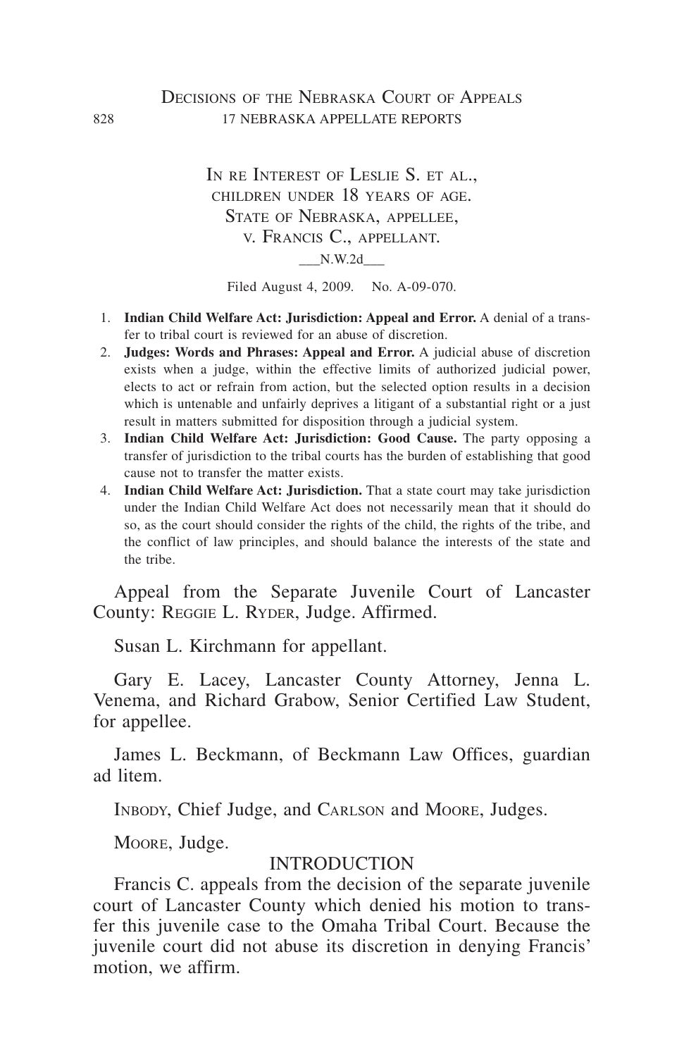# In re Interest of Leslie S. et al., children under 18 years of age. State of Nebraska, appellee, v. Francis C., appellant.

\_\_\_N.W.2d\_\_\_

Filed August 4, 2009. No. A-09-070.

1. **Indian Child Welfare Act: Jurisdiction: Appeal and Error.** A denial of a transfer to tribal court is reviewed for an abuse of discretion.
2. **Judges: Words and Phrases: Appeal and Error.** A judicial abuse of discretion exists when a judge, within the effective limits of authorized judicial power, elects to act or refrain from action, but the selected option results in a decision which is untenable and unfairly deprives a litigant of a substantial right or a just result in matters submitted for disposition through a judicial system.
3. **Indian Child Welfare Act: Jurisdiction: Good Cause.** The party opposing a transfer of jurisdiction to the tribal courts has the burden of establishing that good cause not to transfer the matter exists.
4. **Indian Child Welfare Act: Jurisdiction.** That a state court may take jurisdiction under the Indian Child Welfare Act does not necessarily mean that it should do so, as the court should consider the rights of the child, the rights of the tribe, and the conflict of law principles, and should balance the interests of the state and the tribe.

Appeal from the Separate Juvenile Court of Lancaster County: Reggie L. Ryder, Judge. Affirmed.

Susan L. Kirchmann for appellant.

Gary E. Lacey, Lancaster County Attorney, Jenna L. Venema, and Richard Grabow, Senior Certified Law Student, for appellee.

James L. Beckmann, of Beckmann Law Offices, guardian ad litem.

Inbody, Chief Judge, and Carlson and Moore, Judges.

Moore, Judge.

## INTRODUCTION

Francis C. appeals from the decision of the separate juvenile court of Lancaster County which denied his motion to transfer this juvenile case to the Omaha Tribal Court. Because the juvenile court did not abuse its discretion in denying Francis' motion, we affirm.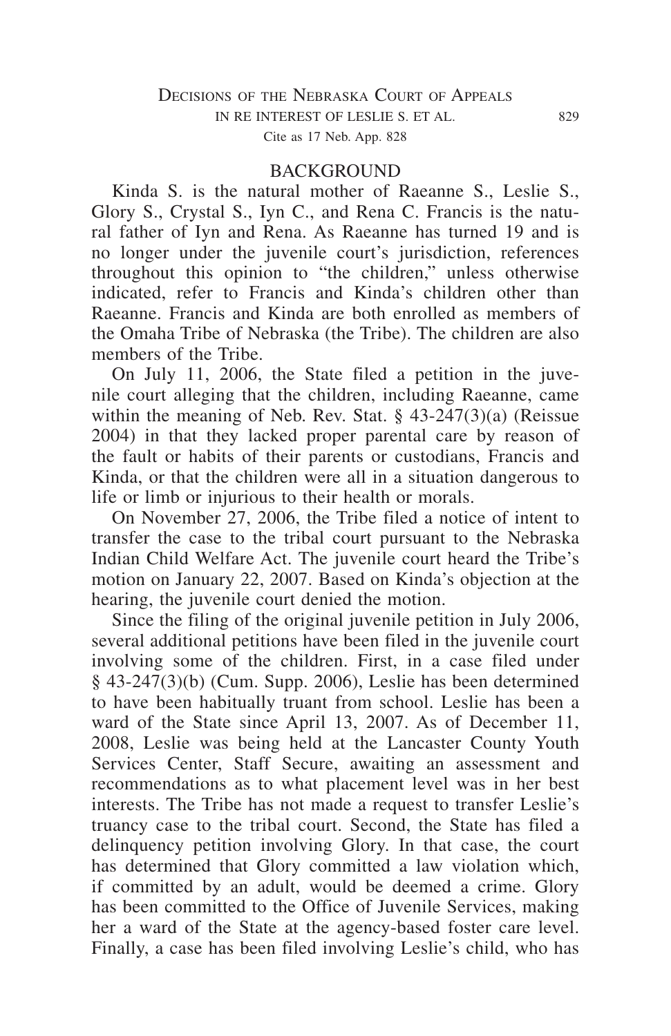## BACKGROUND

Kinda S. is the natural mother of Raeanne S., Leslie S., Glory S., Crystal S., Iyn C., and Rena C. Francis is the natural father of Iyn and Rena. As Raeanne has turned 19 and is no longer under the juvenile court's jurisdiction, references throughout this opinion to "the children," unless otherwise indicated, refer to Francis and Kinda's children other than Raeanne. Francis and Kinda are both enrolled as members of the Omaha Tribe of Nebraska (the Tribe). The children are also members of the Tribe.

On July 11, 2006, the State filed a petition in the juvenile court alleging that the children, including Raeanne, came within the meaning of Neb. Rev. Stat. § 43-247(3)(a) (Reissue 2004) in that they lacked proper parental care by reason of the fault or habits of their parents or custodians, Francis and Kinda, or that the children were all in a situation dangerous to life or limb or injurious to their health or morals.

On November 27, 2006, the Tribe filed a notice of intent to transfer the case to the tribal court pursuant to the Nebraska Indian Child Welfare Act. The juvenile court heard the Tribe's motion on January 22, 2007. Based on Kinda's objection at the hearing, the juvenile court denied the motion.

Since the filing of the original juvenile petition in July 2006, several additional petitions have been filed in the juvenile court involving some of the children. First, in a case filed under § 43-247(3)(b) (Cum. Supp. 2006), Leslie has been determined to have been habitually truant from school. Leslie has been a ward of the State since April 13, 2007. As of December 11, 2008, Leslie was being held at the Lancaster County Youth Services Center, Staff Secure, awaiting an assessment and recommendations as to what placement level was in her best interests. The Tribe has not made a request to transfer Leslie's truancy case to the tribal court. Second, the State has filed a delinquency petition involving Glory. In that case, the court has determined that Glory committed a law violation which, if committed by an adult, would be deemed a crime. Glory has been committed to the Office of Juvenile Services, making her a ward of the State at the agency-based foster care level. Finally, a case has been filed involving Leslie's child, who has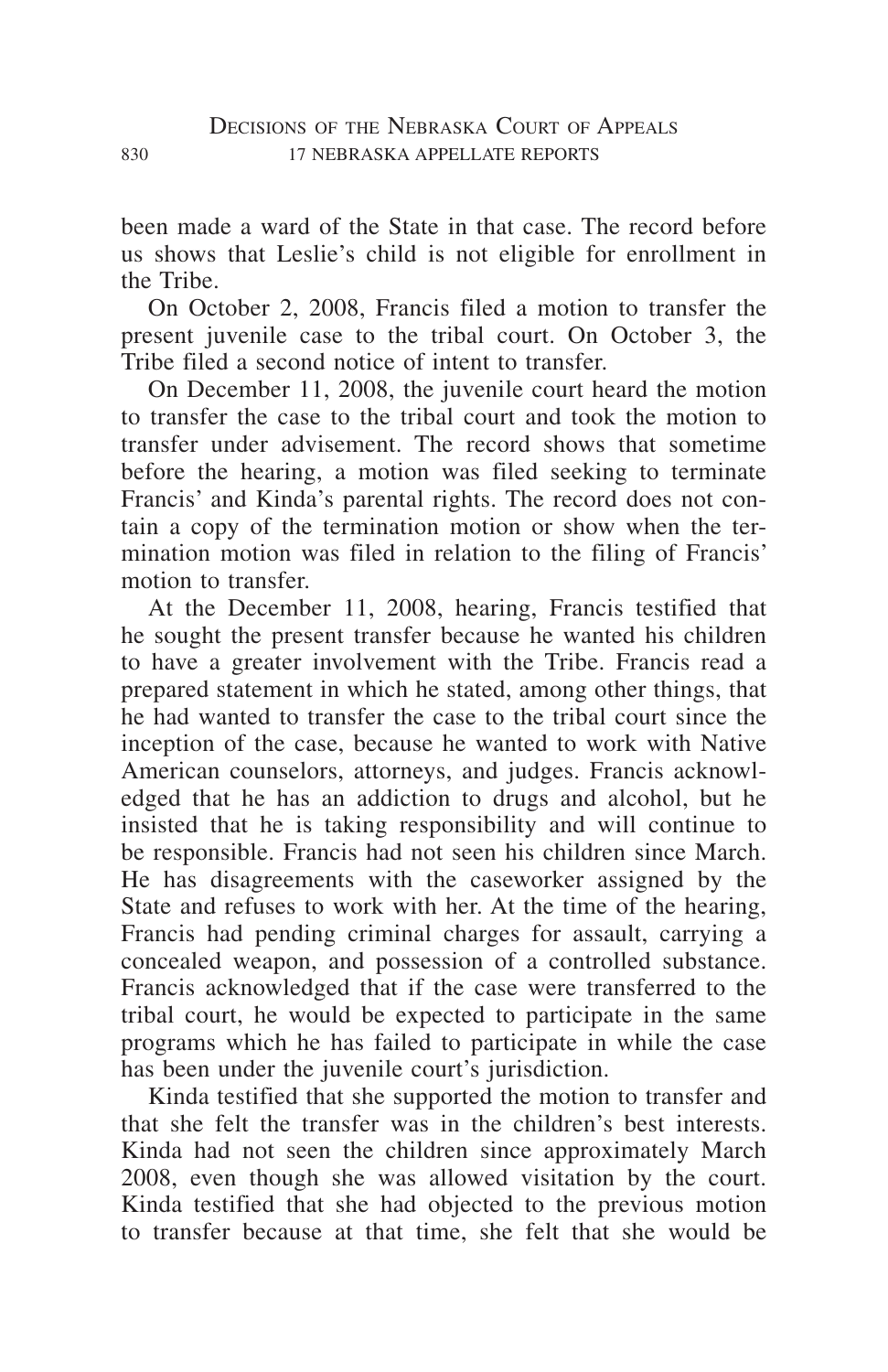been made a ward of the State in that case. The record before us shows that Leslie's child is not eligible for enrollment in the Tribe.

On October 2, 2008, Francis filed a motion to transfer the present juvenile case to the tribal court. On October 3, the Tribe filed a second notice of intent to transfer.

On December 11, 2008, the juvenile court heard the motion to transfer the case to the tribal court and took the motion to transfer under advisement. The record shows that sometime before the hearing, a motion was filed seeking to terminate Francis' and Kinda's parental rights. The record does not contain a copy of the termination motion or show when the termination motion was filed in relation to the filing of Francis' motion to transfer.

At the December 11, 2008, hearing, Francis testified that he sought the present transfer because he wanted his children to have a greater involvement with the Tribe. Francis read a prepared statement in which he stated, among other things, that he had wanted to transfer the case to the tribal court since the inception of the case, because he wanted to work with Native American counselors, attorneys, and judges. Francis acknowledged that he has an addiction to drugs and alcohol, but he insisted that he is taking responsibility and will continue to be responsible. Francis had not seen his children since March. He has disagreements with the caseworker assigned by the State and refuses to work with her. At the time of the hearing, Francis had pending criminal charges for assault, carrying a concealed weapon, and possession of a controlled substance. Francis acknowledged that if the case were transferred to the tribal court, he would be expected to participate in the same programs which he has failed to participate in while the case has been under the juvenile court's jurisdiction.

Kinda testified that she supported the motion to transfer and that she felt the transfer was in the children's best interests. Kinda had not seen the children since approximately March 2008, even though she was allowed visitation by the court. Kinda testified that she had objected to the previous motion to transfer because at that time, she felt that she would be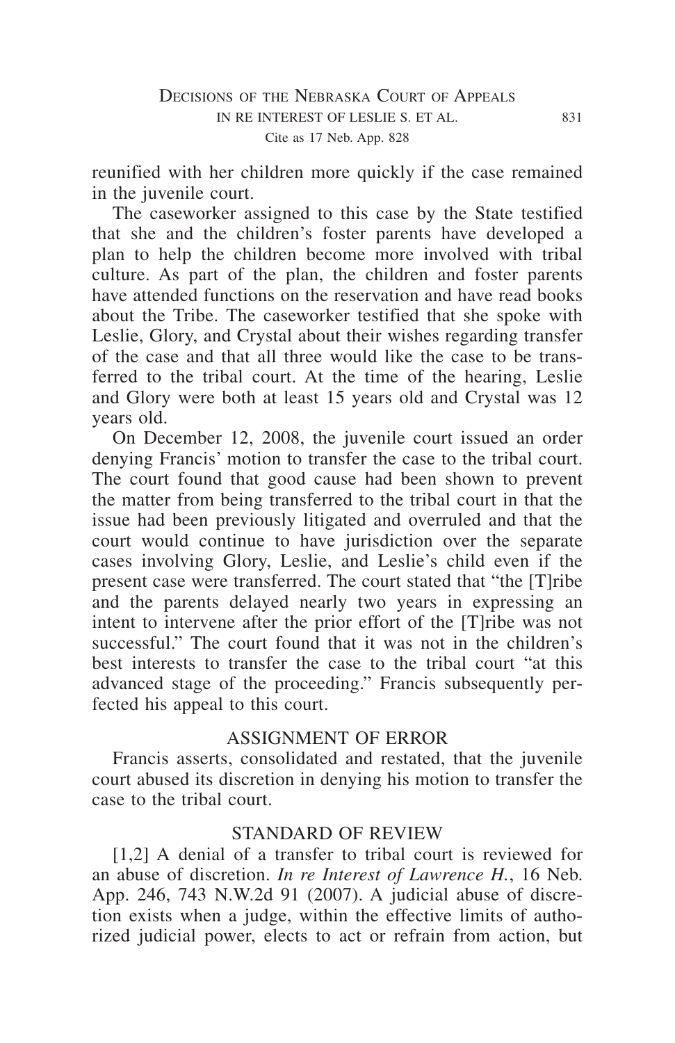reunified with her children more quickly if the case remained in the juvenile court.

The caseworker assigned to this case by the State testified that she and the children's foster parents have developed a plan to help the children become more involved with tribal culture. As part of the plan, the children and foster parents have attended functions on the reservation and have read books about the Tribe. The caseworker testified that she spoke with Leslie, Glory, and Crystal about their wishes regarding transfer of the case and that all three would like the case to be transferred to the tribal court. At the time of the hearing, Leslie and Glory were both at least 15 years old and Crystal was 12 years old.

On December 12, 2008, the juvenile court issued an order denying Francis' motion to transfer the case to the tribal court. The court found that good cause had been shown to prevent the matter from being transferred to the tribal court in that the issue had been previously litigated and overruled and that the court would continue to have jurisdiction over the separate cases involving Glory, Leslie, and Leslie's child even if the present case were transferred. The court stated that "the [T]ribe and the parents delayed nearly two years in expressing an intent to intervene after the prior effort of the [T]ribe was not successful." The court found that it was not in the children's best interests to transfer the case to the tribal court "at this advanced stage of the proceeding." Francis subsequently perfected his appeal to this court.

## ASSIGNMENT OF ERROR

Francis asserts, consolidated and restated, that the juvenile court abused its discretion in denying his motion to transfer the case to the tribal court.

## STANDARD OF REVIEW

[1,2] A denial of a transfer to tribal court is reviewed for an abuse of discretion. *In re Interest of Lawrence H.*, 16 Neb. App. 246, 743 N.W.2d 91 (2007). A judicial abuse of discretion exists when a judge, within the effective limits of authorized judicial power, elects to act or refrain from action, but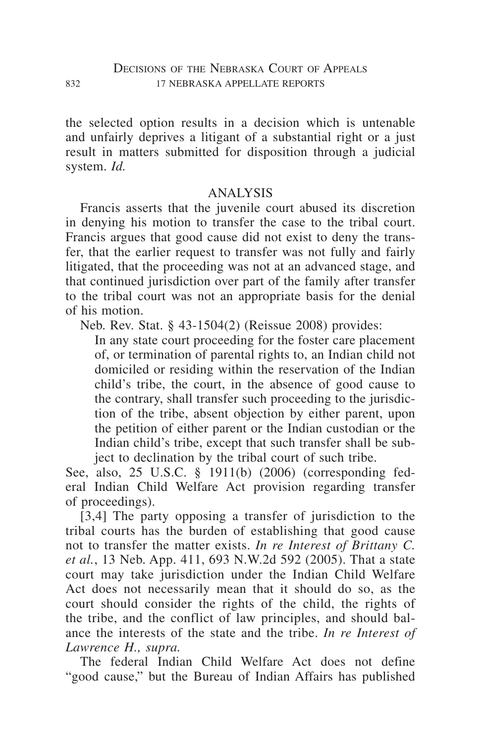the selected option results in a decision which is untenable and unfairly deprives a litigant of a substantial right or a just result in matters submitted for disposition through a judicial system. *Id.*

## ANALYSIS

Francis asserts that the juvenile court abused its discretion in denying his motion to transfer the case to the tribal court. Francis argues that good cause did not exist to deny the transfer, that the earlier request to transfer was not fully and fairly litigated, that the proceeding was not at an advanced stage, and that continued jurisdiction over part of the family after transfer to the tribal court was not an appropriate basis for the denial of his motion.

Neb. Rev. Stat. § 43-1504(2) (Reissue 2008) provides:

> In any state court proceeding for the foster care placement of, or termination of parental rights to, an Indian child not domiciled or residing within the reservation of the Indian child's tribe, the court, in the absence of good cause to the contrary, shall transfer such proceeding to the jurisdiction of the tribe, absent objection by either parent, upon the petition of either parent or the Indian custodian or the Indian child's tribe, except that such transfer shall be subject to declination by the tribal court of such tribe.

See, also, 25 U.S.C. § 1911(b) (2006) (corresponding federal Indian Child Welfare Act provision regarding transfer of proceedings).

[3,4] The party opposing a transfer of jurisdiction to the tribal courts has the burden of establishing that good cause not to transfer the matter exists. *In re Interest of Brittany C. et al.*, 13 Neb. App. 411, 693 N.W.2d 592 (2005). That a state court may take jurisdiction under the Indian Child Welfare Act does not necessarily mean that it should do so, as the court should consider the rights of the child, the rights of the tribe, and the conflict of law principles, and should balance the interests of the state and the tribe. *In re Interest of Lawrence H., supra.*

The federal Indian Child Welfare Act does not define "good cause," but the Bureau of Indian Affairs has published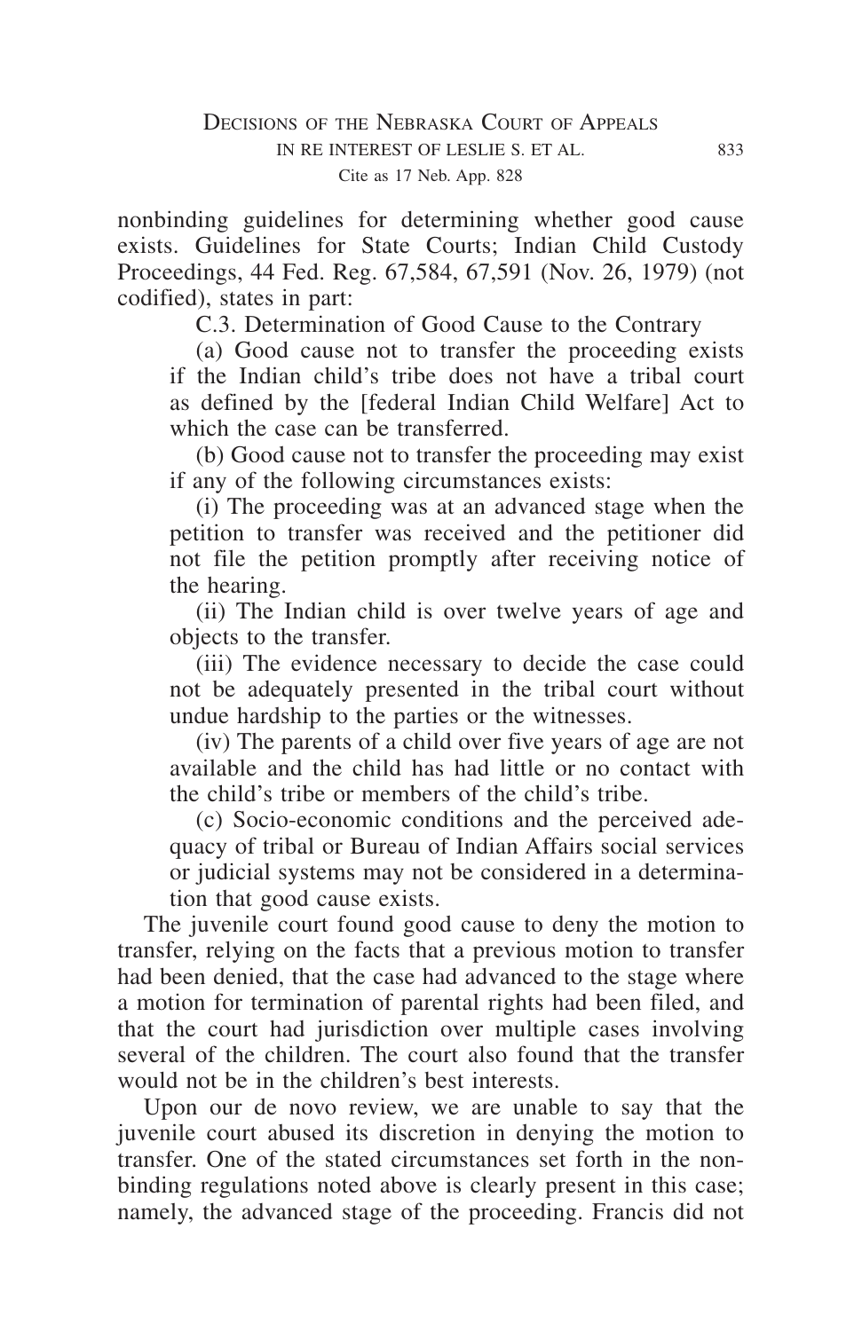nonbinding guidelines for determining whether good cause exists. Guidelines for State Courts; Indian Child Custody Proceedings, 44 Fed. Reg. 67,584, 67,591 (Nov. 26, 1979) (not codified), states in part:

> C.3. Determination of Good Cause to the Contrary
>
> (a) Good cause not to transfer the proceeding exists if the Indian child's tribe does not have a tribal court as defined by the [federal Indian Child Welfare] Act to which the case can be transferred.
>
> (b) Good cause not to transfer the proceeding may exist if any of the following circumstances exists:
>
> (i) The proceeding was at an advanced stage when the petition to transfer was received and the petitioner did not file the petition promptly after receiving notice of the hearing.
>
> (ii) The Indian child is over twelve years of age and objects to the transfer.
>
> (iii) The evidence necessary to decide the case could not be adequately presented in the tribal court without undue hardship to the parties or the witnesses.
>
> (iv) The parents of a child over five years of age are not available and the child has had little or no contact with the child's tribe or members of the child's tribe.
>
> (c) Socio-economic conditions and the perceived adequacy of tribal or Bureau of Indian Affairs social services or judicial systems may not be considered in a determination that good cause exists.

The juvenile court found good cause to deny the motion to transfer, relying on the facts that a previous motion to transfer had been denied, that the case had advanced to the stage where a motion for termination of parental rights had been filed, and that the court had jurisdiction over multiple cases involving several of the children. The court also found that the transfer would not be in the children's best interests.

Upon our de novo review, we are unable to say that the juvenile court abused its discretion in denying the motion to transfer. One of the stated circumstances set forth in the nonbinding regulations noted above is clearly present in this case; namely, the advanced stage of the proceeding. Francis did not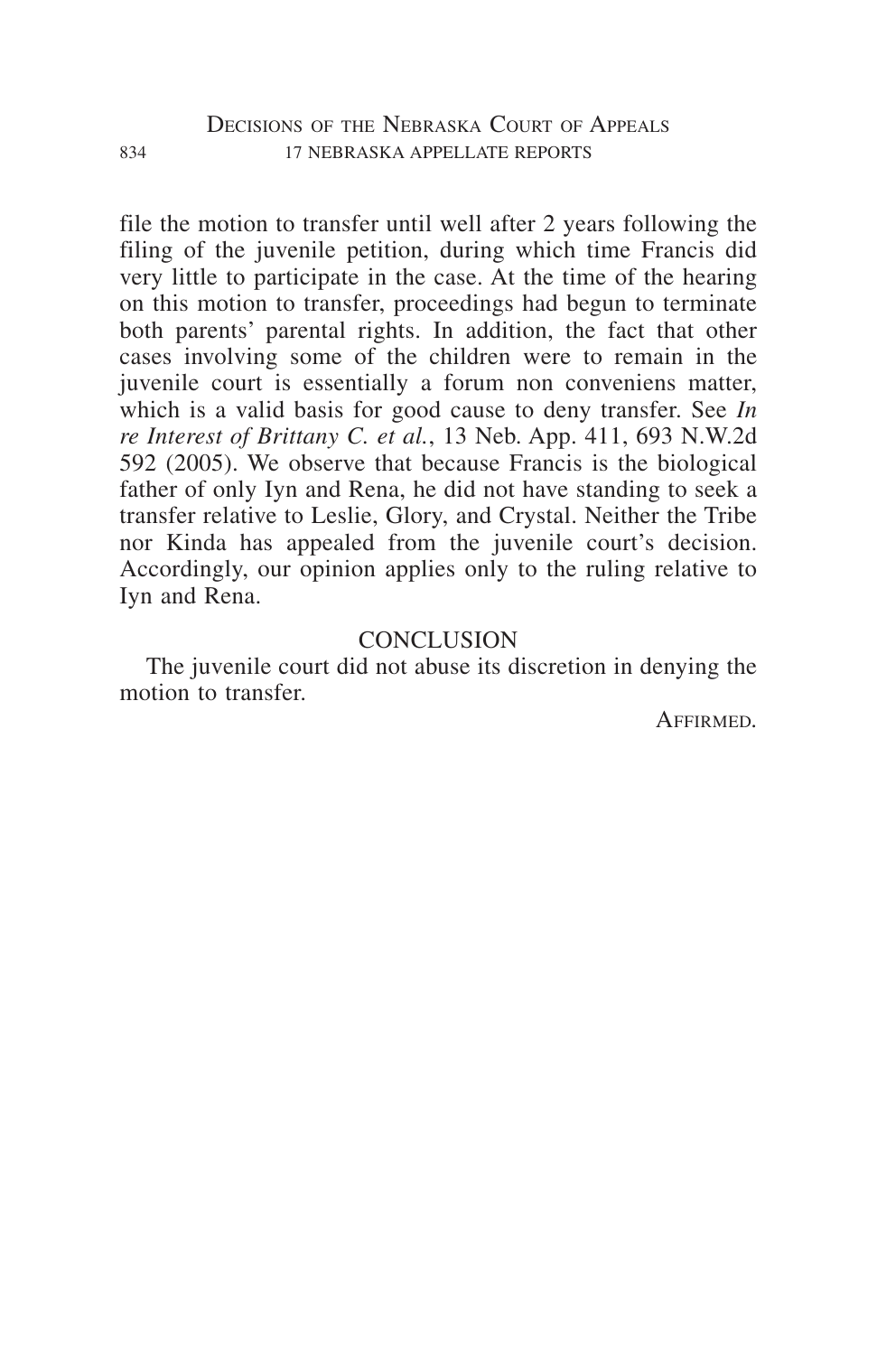file the motion to transfer until well after 2 years following the filing of the juvenile petition, during which time Francis did very little to participate in the case. At the time of the hearing on this motion to transfer, proceedings had begun to terminate both parents' parental rights. In addition, the fact that other cases involving some of the children were to remain in the juvenile court is essentially a forum non conveniens matter, which is a valid basis for good cause to deny transfer. See *In re Interest of Brittany C. et al.*, 13 Neb. App. 411, 693 N.W.2d 592 (2005). We observe that because Francis is the biological father of only Iyn and Rena, he did not have standing to seek a transfer relative to Leslie, Glory, and Crystal. Neither the Tribe nor Kinda has appealed from the juvenile court's decision. Accordingly, our opinion applies only to the ruling relative to Iyn and Rena.

## CONCLUSION

The juvenile court did not abuse its discretion in denying the motion to transfer.

Affirmed.